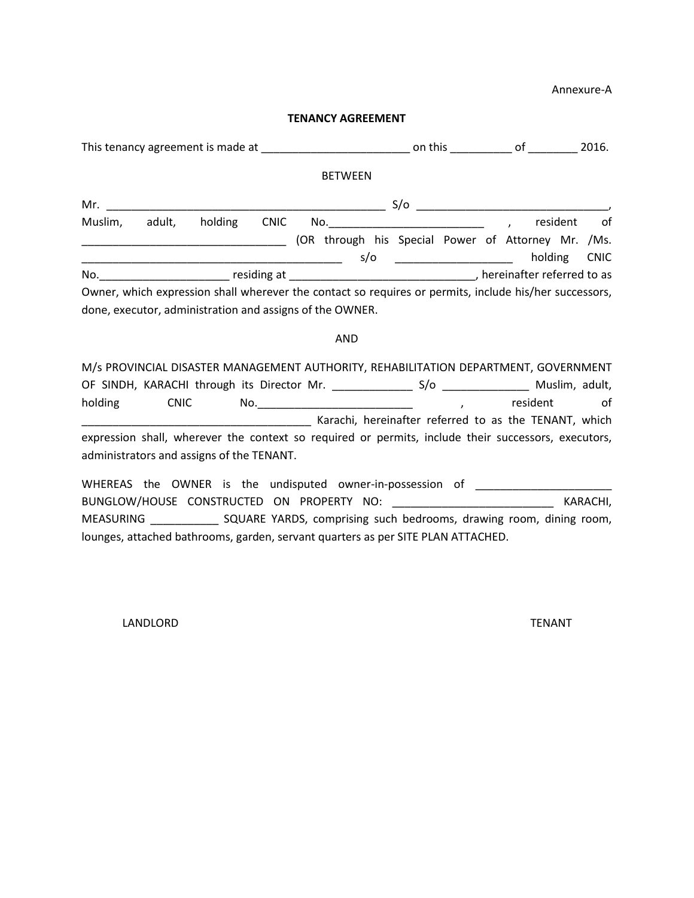Annexure-A

**TENANCY AGREEMENT**

This tenancy agreement is made at ________________________ on this __________ of ________ 2016.

BETWEEN

Mr. ______________________________________________ S/o _______________________________, Muslim, adult, holding CNIC No.________________________ , resident of _________________________________ (OR through his Special Power of Attorney Mr. /Ms. __________________________________________ s/o __________________ holding CNIC No.____________________ residing at _____________________________, hereinafter referred to as Owner, which expression shall wherever the contact so requires or permits, include his/her successors, done, executor, administration and assigns of the OWNER.

AND

M/s PROVINCIAL DISASTER MANAGEMENT AUTHORITY, REHABILITATION DEPARTMENT, GOVERNMENT OF SINDH, KARACHI through its Director Mr. _____________ S/o ______________ Muslim, adult, holding CNIC No.________________________ , resident of ____________________________________ Karachi, hereinafter referred to as the TENANT, which expression shall, wherever the context so required or permits, include their successors, executors, administrators and assigns of the TENANT.

WHEREAS the OWNER is the undisputed owner-in-possession of ______________________ BUNGLOW/HOUSE CONSTRUCTED ON PROPERTY NO: __________________________ KARACHI, MEASURING ___________ SQUARE YARDS, comprising such bedrooms, drawing room, dining room, lounges, attached bathrooms, garden, servant quarters as per SITE PLAN ATTACHED.

LANDLORD TENANT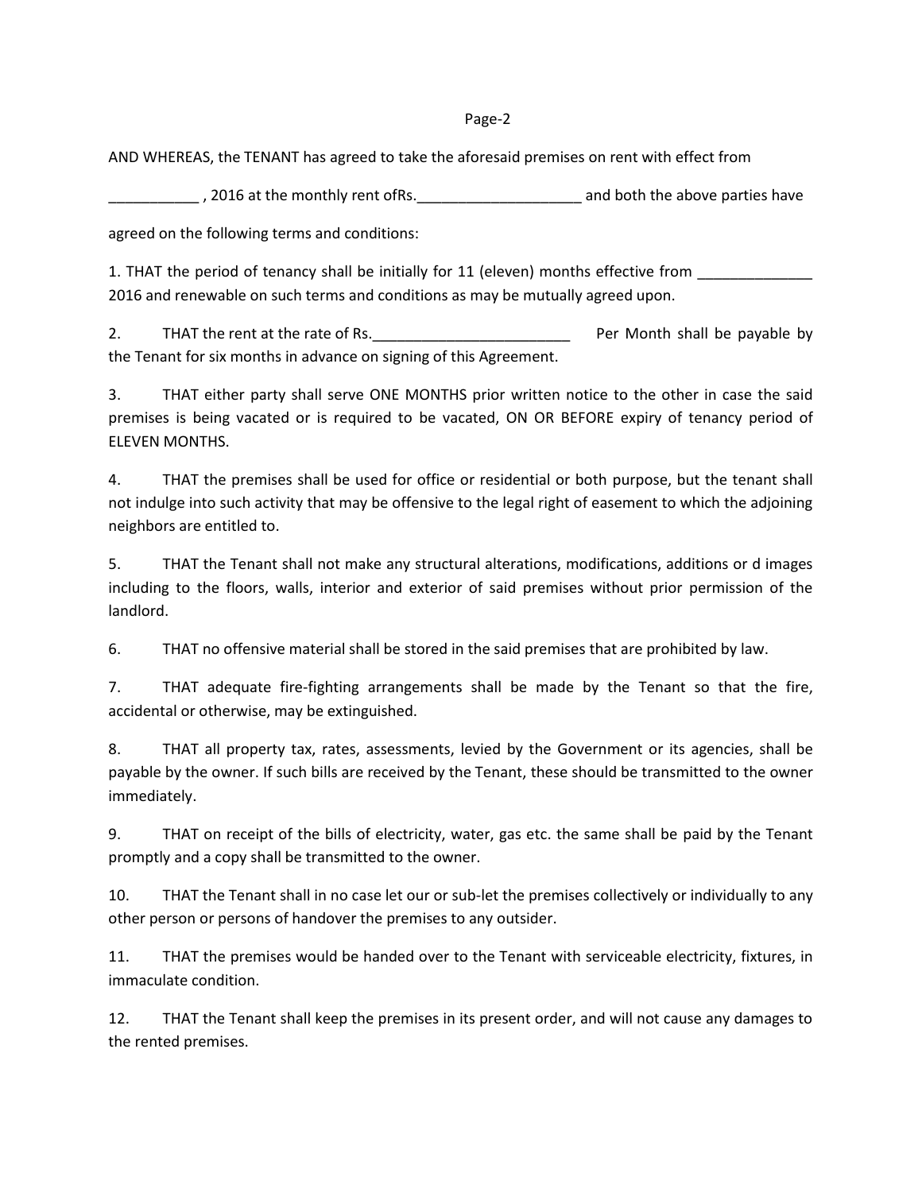AND WHEREAS, the TENANT has agreed to take the aforesaid premises on rent with effect from

___________ , 2016 at the monthly rent ofRs.____________________ and both the above parties have

agreed on the following terms and conditions:

1. THAT the period of tenancy shall be initially for 11 (eleven) months effective from ______________ 2016 and renewable on such terms and conditions as may be mutually agreed upon.

2. THAT the rent at the rate of Rs.________________________ Per Month shall be payable by the Tenant for six months in advance on signing of this Agreement.

3. THAT either party shall serve ONE MONTHS prior written notice to the other in case the said premises is being vacated or is required to be vacated, ON OR BEFORE expiry of tenancy period of ELEVEN MONTHS.

4. THAT the premises shall be used for office or residential or both purpose, but the tenant shall not indulge into such activity that may be offensive to the legal right of easement to which the adjoining neighbors are entitled to.

5. THAT the Tenant shall not make any structural alterations, modifications, additions or d images including to the floors, walls, interior and exterior of said premises without prior permission of the landlord.

6. THAT no offensive material shall be stored in the said premises that are prohibited by law.

7. THAT adequate fire-fighting arrangements shall be made by the Tenant so that the fire, accidental or otherwise, may be extinguished.

8. THAT all property tax, rates, assessments, levied by the Government or its agencies, shall be payable by the owner. If such bills are received by the Tenant, these should be transmitted to the owner immediately.

9. THAT on receipt of the bills of electricity, water, gas etc. the same shall be paid by the Tenant promptly and a copy shall be transmitted to the owner.

10. THAT the Tenant shall in no case let our or sub-let the premises collectively or individually to any other person or persons of handover the premises to any outsider.

11. THAT the premises would be handed over to the Tenant with serviceable electricity, fixtures, in immaculate condition.

12. THAT the Tenant shall keep the premises in its present order, and will not cause any damages to the rented premises.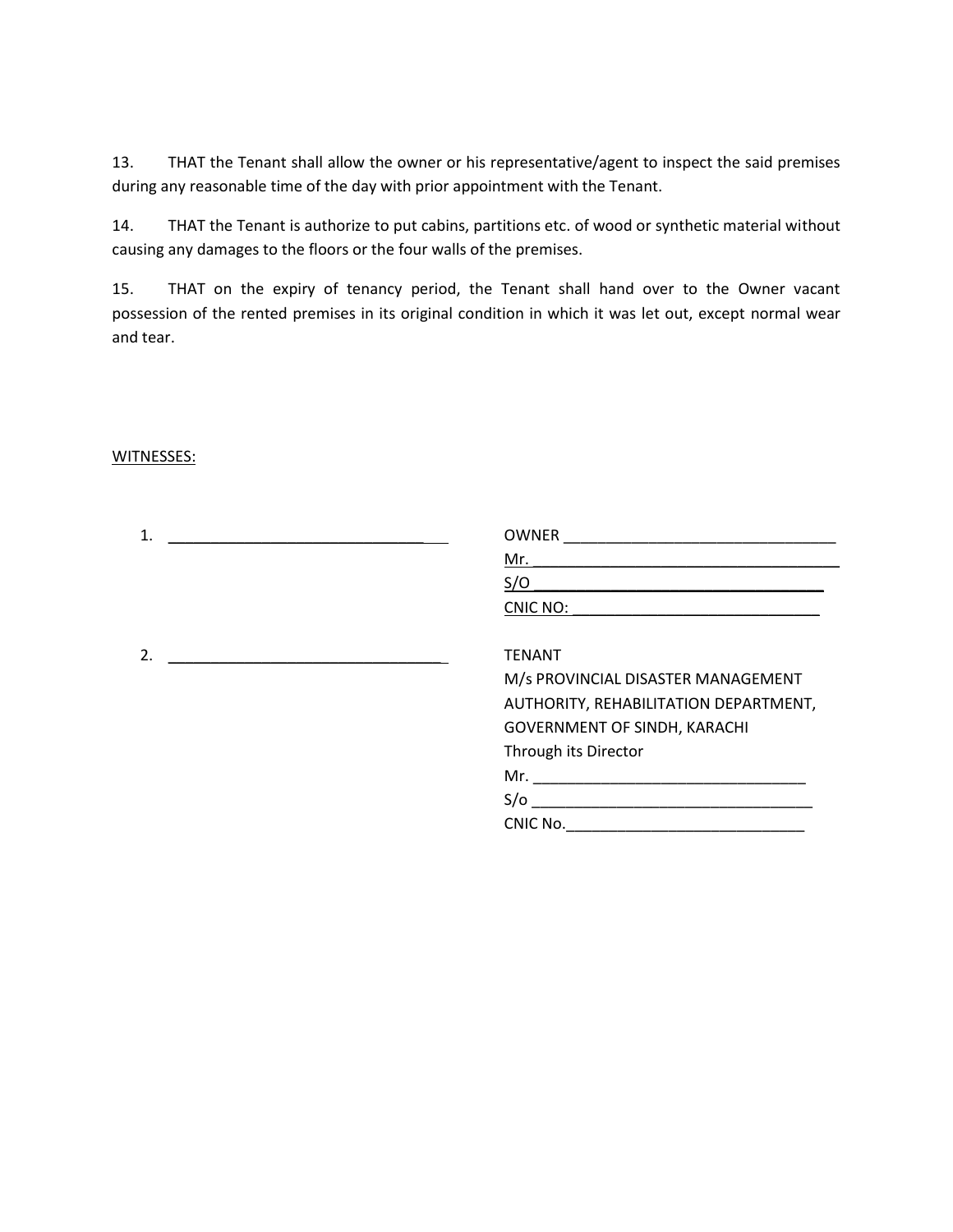13. THAT the Tenant shall allow the owner or his representative/agent to inspect the said premises during any reasonable time of the day with prior appointment with the Tenant.

14. THAT the Tenant is authorize to put cabins, partitions etc. of wood or synthetic material without causing any damages to the floors or the four walls of the premises.

15. THAT on the expiry of tenancy period, the Tenant shall hand over to the Owner vacant possession of the rented premises in its original condition in which it was let out, except normal wear and tear.

WITNESSES:

1. ________________________________

OWNER ________________________________
Mr. ____________________________________
S/O ___________________________________
CNIC NO: ______________________________

2. ________________________________

TENANT
M/s PROVINCIAL DISASTER MANAGEMENT AUTHORITY, REHABILITATION DEPARTMENT, GOVERNMENT OF SINDH, KARACHI
Through its Director
Mr. __________________________________
S/o ___________________________________
CNIC No.______________________________